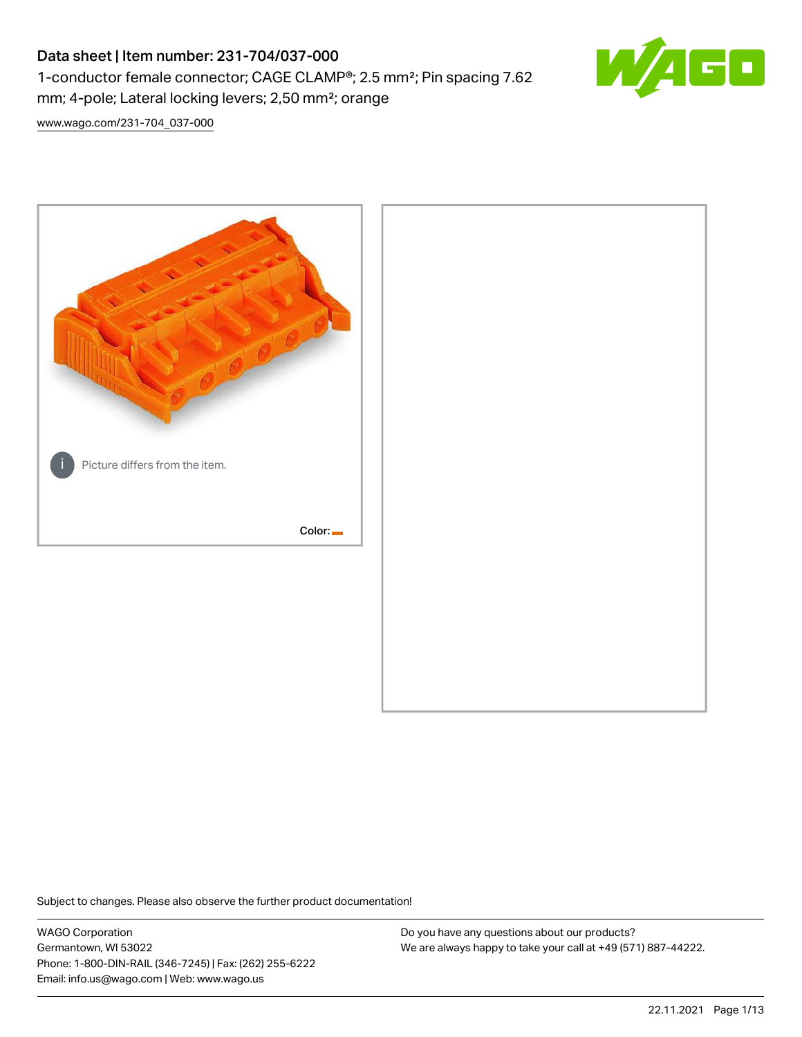# Data sheet | Item number: 231-704/037-000

1-conductor female connector; CAGE CLAMP®; 2.5 mm²; Pin spacing 7.62 mm; 4-pole; Lateral locking levers; 2,50 mm²; orange

www.wago.com/231-704_037-000

Picture differs from the item.

Color:

Subject to changes. Please also observe the further product documentation!

WAGO Corporation
Germantown, WI 53022
Phone: 1-800-DIN-RAIL (346-7245) | Fax: (262) 255-6222
Email: info.us@wago.com | Web: www.wago.us

Do you have any questions about our products?
We are always happy to take your call at +49 (571) 887-44222.

22.11.2021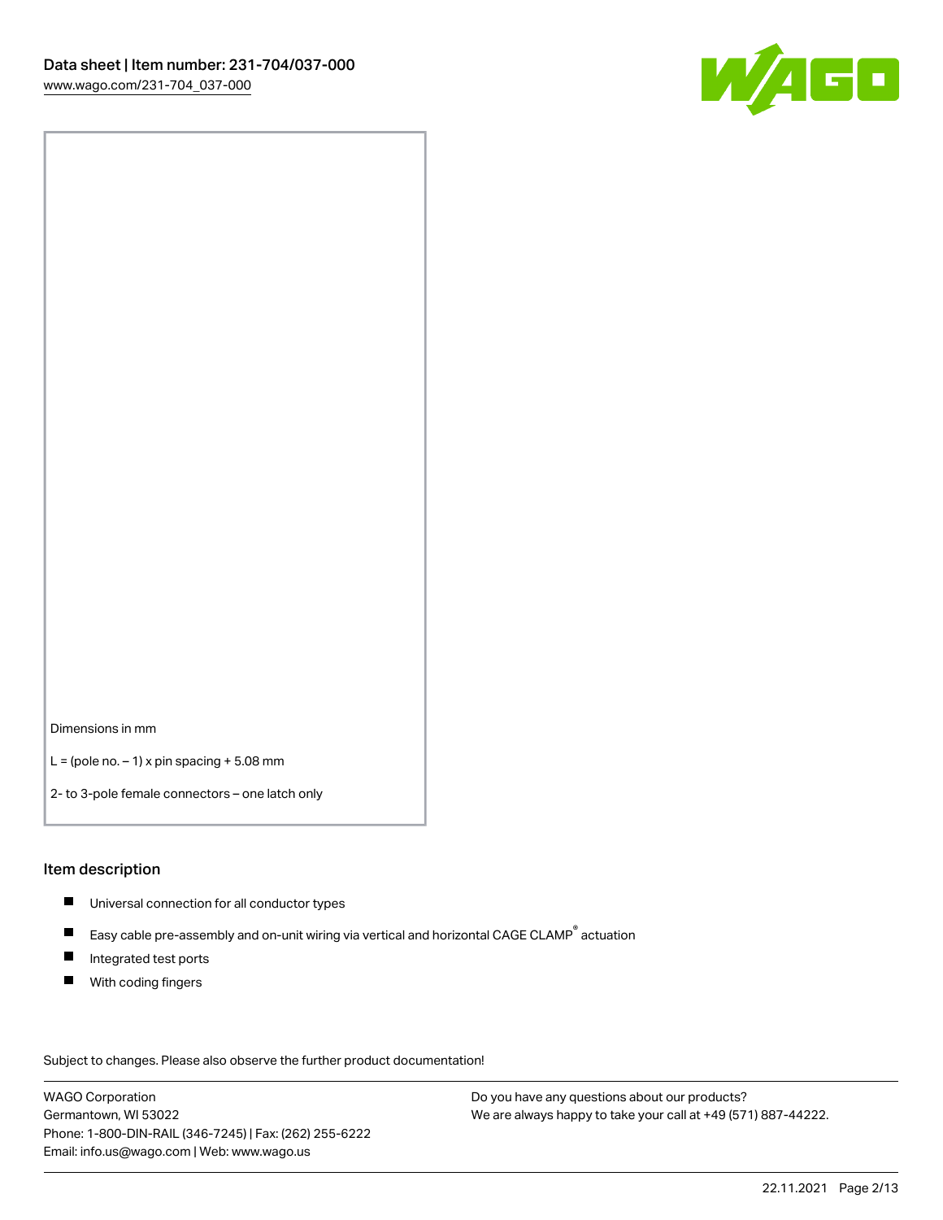Dimensions in mm

L = (pole no. – 1) x pin spacing + 5.08 mm

2- to 3-pole female connectors – one latch only

## Item description

- Universal connection for all conductor types
- Easy cable pre-assembly and on-unit wiring via vertical and horizontal CAGE CLAMP® actuation
- Integrated test ports
- With coding fingers

Subject to changes. Please also observe the further product documentation!

WAGO Corporation
Germantown, WI 53022
Phone: 1-800-DIN-RAIL (346-7245) | Fax: (262) 255-6222
Email: info.us@wago.com | Web: www.wago.us

Do you have any questions about our products?
We are always happy to take your call at +49 (571) 887-44222.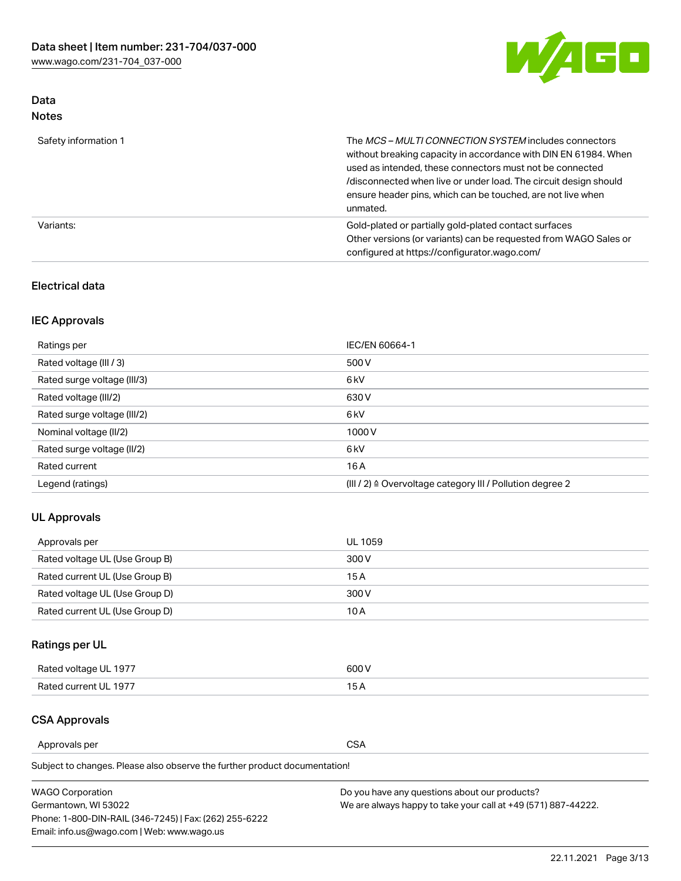## Data
### Notes

| | |
|---|---|
| Safety information 1 | The *MCS – MULTI CONNECTION SYSTEM* includes connectors without breaking capacity in accordance with DIN EN 61984. When used as intended, these connectors must not be connected /disconnected when live or under load. The circuit design should ensure header pins, which can be touched, are not live when unmated. |
| Variants: | Gold-plated or partially gold-plated contact surfaces<br>Other versions (or variants) can be requested from WAGO Sales or configured at https://configurator.wago.com/ |

### Electrical data

### IEC Approvals

| | |
|---|---|
| Ratings per | IEC/EN 60664-1 |
| Rated voltage (III / 3) | 500 V |
| Rated surge voltage (III/3) | 6 kV |
| Rated voltage (III/2) | 630 V |
| Rated surge voltage (III/2) | 6 kV |
| Nominal voltage (II/2) | 1000 V |
| Rated surge voltage (II/2) | 6 kV |
| Rated current | 16 A |
| Legend (ratings) | (III / 2) ≙ Overvoltage category III / Pollution degree 2 |

### UL Approvals

| | |
|---|---|
| Approvals per | UL 1059 |
| Rated voltage UL (Use Group B) | 300 V |
| Rated current UL (Use Group B) | 15 A |
| Rated voltage UL (Use Group D) | 300 V |
| Rated current UL (Use Group D) | 10 A |

### Ratings per UL

| | |
|---|---|
| Rated voltage UL 1977 | 600 V |
| Rated current UL 1977 | 15 A |

### CSA Approvals

| | |
|---|---|
| Approvals per | CSA |

Subject to changes. Please also observe the further product documentation!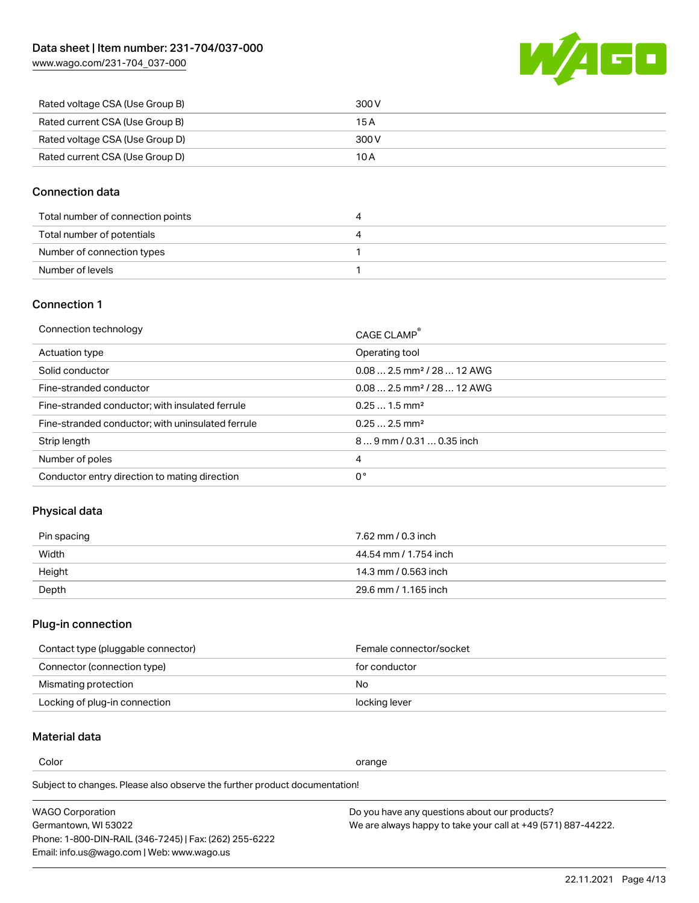| | |
|---|---|
| Rated voltage CSA (Use Group B) | 300 V |
| Rated current CSA (Use Group B) | 15 A |
| Rated voltage CSA (Use Group D) | 300 V |
| Rated current CSA (Use Group D) | 10 A |

## Connection data

| | |
|---|---|
| Total number of connection points | 4 |
| Total number of potentials | 4 |
| Number of connection types | 1 |
| Number of levels | 1 |

## Connection 1

| | |
|---|---|
| Connection technology | CAGE CLAMP® |
| Actuation type | Operating tool |
| Solid conductor | 0.08 … 2.5 mm² / 28 … 12 AWG |
| Fine-stranded conductor | 0.08 … 2.5 mm² / 28 … 12 AWG |
| Fine-stranded conductor; with insulated ferrule | 0.25 … 1.5 mm² |
| Fine-stranded conductor; with uninsulated ferrule | 0.25 … 2.5 mm² |
| Strip length | 8 … 9 mm / 0.31 … 0.35 inch |
| Number of poles | 4 |
| Conductor entry direction to mating direction | 0 ° |

## Physical data

| | |
|---|---|
| Pin spacing | 7.62 mm / 0.3 inch |
| Width | 44.54 mm / 1.754 inch |
| Height | 14.3 mm / 0.563 inch |
| Depth | 29.6 mm / 1.165 inch |

## Plug-in connection

| | |
|---|---|
| Contact type (pluggable connector) | Female connector/socket |
| Connector (connection type) | for conductor |
| Mismating protection | No |
| Locking of plug-in connection | locking lever |

## Material data

| | |
|---|---|
| Color | orange |

Subject to changes. Please also observe the further product documentation!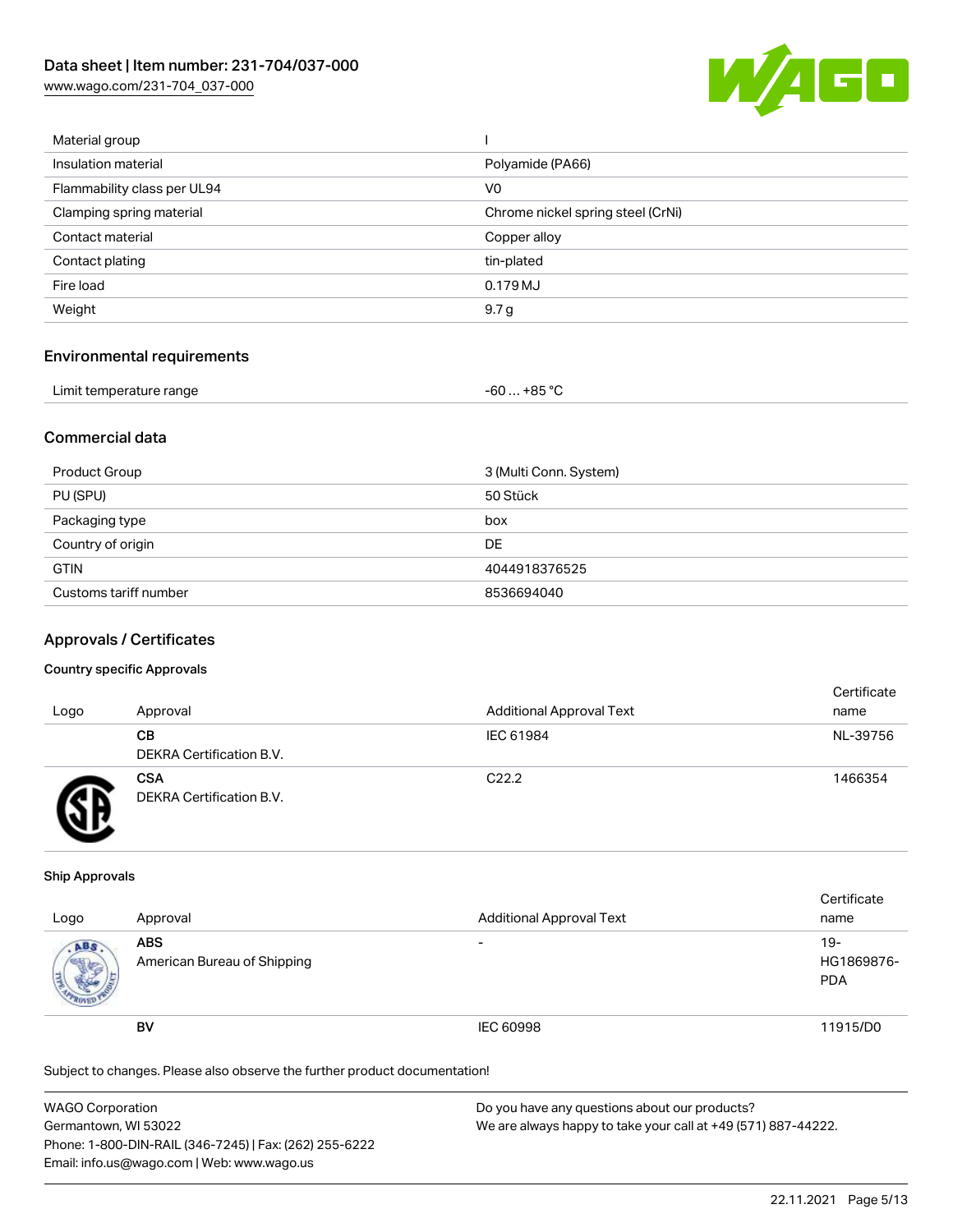| | |
|---|---|
| Material group | I |
| Insulation material | Polyamide (PA66) |
| Flammability class per UL94 | V0 |
| Clamping spring material | Chrome nickel spring steel (CrNi) |
| Contact material | Copper alloy |
| Contact plating | tin-plated |
| Fire load | 0.179 MJ |
| Weight | 9.7 g |

## Environmental requirements

| | |
|---|---|
| Limit temperature range | -60 … +85 °C |

## Commercial data

| | |
|---|---|
| Product Group | 3 (Multi Conn. System) |
| PU (SPU) | 50 Stück |
| Packaging type | box |
| Country of origin | DE |
| GTIN | 4044918376525 |
| Customs tariff number | 8536694040 |

## Approvals / Certificates

### Country specific Approvals

| Logo | Approval | Additional Approval Text | Certificate name |
|---|---|---|---|
| | **CB** DEKRA Certification B.V. | IEC 61984 | NL-39756 |
| | **CSA** DEKRA Certification B.V. | C22.2 | 1466354 |

### Ship Approvals

| Logo | Approval | Additional Approval Text | Certificate name |
|---|---|---|---|
| | **ABS** American Bureau of Shipping | - | 19-HG1869876-PDA |
| | **BV** | IEC 60998 | 11915/D0 |

Subject to changes. Please also observe the further product documentation!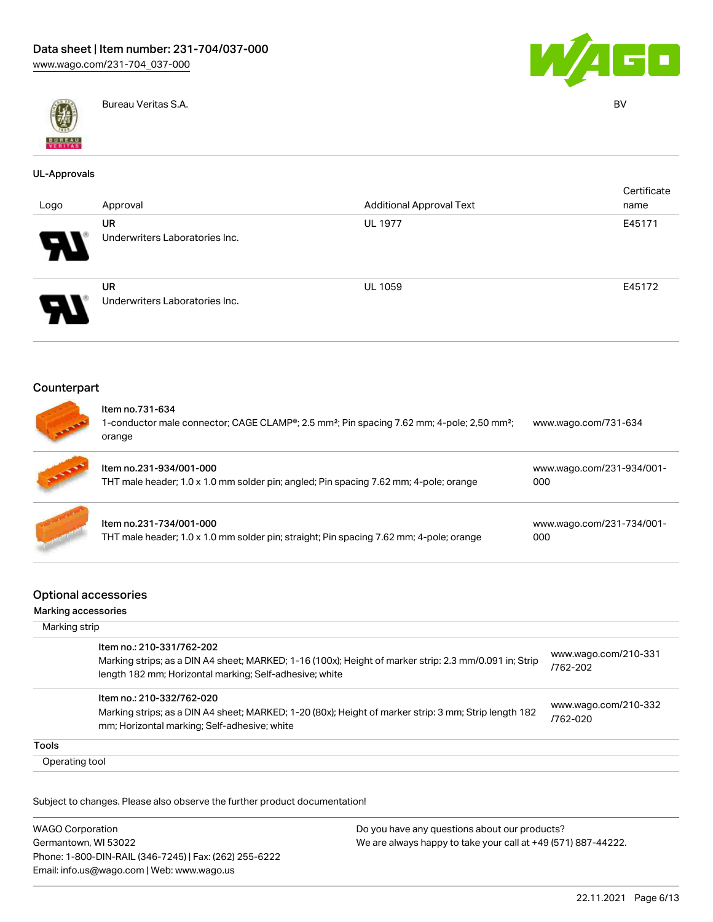| | Bureau Veritas S.A. | BV |
|---|---|---|

## UL-Approvals

| Logo | Approval | Additional Approval Text | Certificate name |
|---|---|---|---|
| | UR<br>Underwriters Laboratories Inc. | UL 1977 | E45171 |
| | UR<br>Underwriters Laboratories Inc. | UL 1059 | E45172 |

## Counterpart

| | | |
|---|---|---|
| | **Item no.731-634**<br>1-conductor male connector; CAGE CLAMP®; 2.5 mm²; Pin spacing 7.62 mm; 4-pole; 2,50 mm²; orange | www.wago.com/731-634 |
| | **Item no.231-934/001-000**<br>THT male header; 1.0 x 1.0 mm solder pin; angled; Pin spacing 7.62 mm; 4-pole; orange | www.wago.com/231-934/001-000 |
| | **Item no.231-734/001-000**<br>THT male header; 1.0 x 1.0 mm solder pin; straight; Pin spacing 7.62 mm; 4-pole; orange | www.wago.com/231-734/001-000 |

## Optional accessories

### Marking accessories

Marking strip

| | |
|---|---|
| **Item no.: 210-331/762-202**<br>Marking strips; as a DIN A4 sheet; MARKED; 1-16 (100x); Height of marker strip: 2.3 mm/0.091 in; Strip length 182 mm; Horizontal marking; Self-adhesive; white | www.wago.com/210-331/762-202 |
| **Item no.: 210-332/762-020**<br>Marking strips; as a DIN A4 sheet; MARKED; 1-20 (80x); Height of marker strip: 3 mm; Strip length 182 mm; Horizontal marking; Self-adhesive; white | www.wago.com/210-332/762-020 |

### Tools

Operating tool

Subject to changes. Please also observe the further product documentation!

WAGO Corporation
Germantown, WI 53022
Phone: 1-800-DIN-RAIL (346-7245) | Fax: (262) 255-6222
Email: info.us@wago.com | Web: www.wago.us

Do you have any questions about our products?
We are always happy to take your call at +49 (571) 887-44222.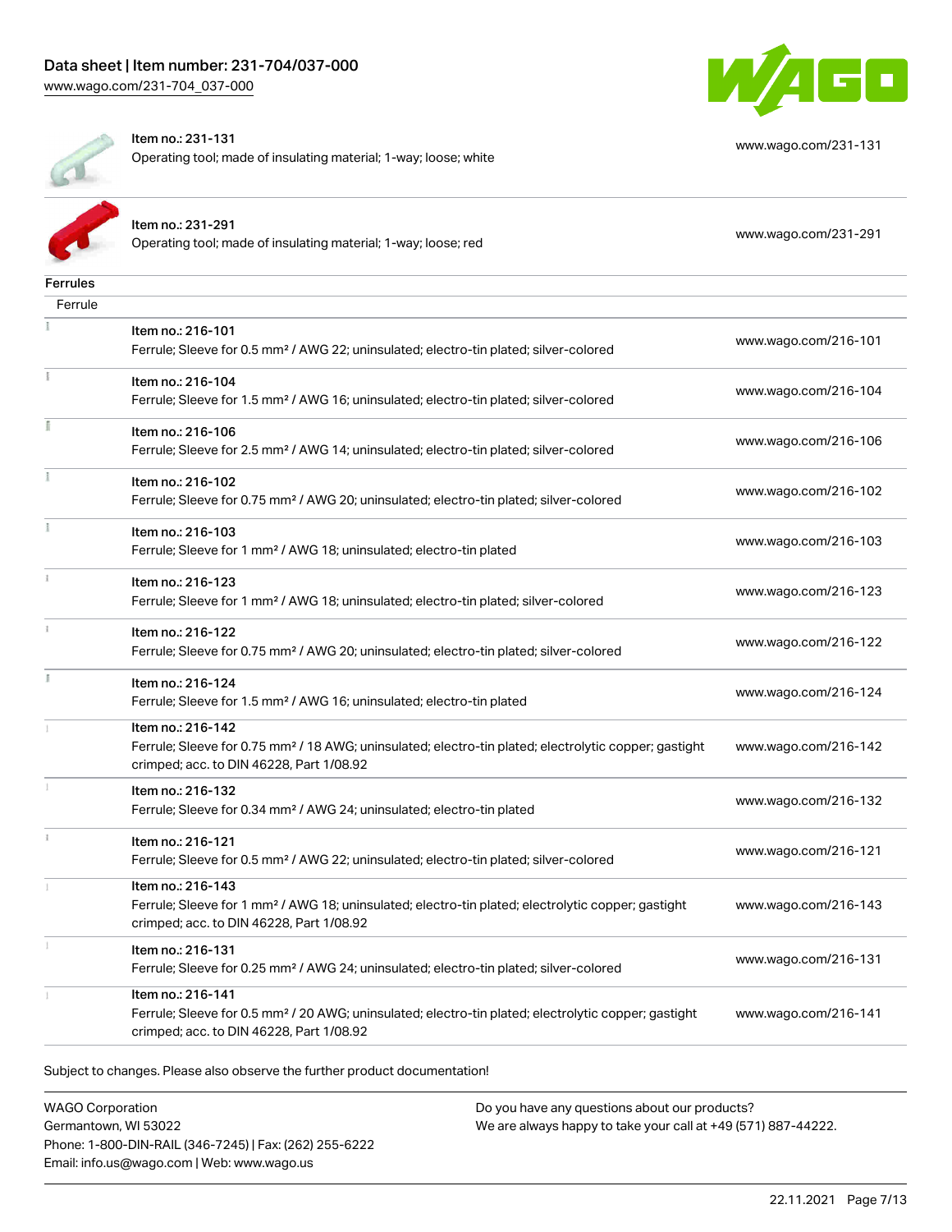| | | |
|---|---|---|
| | Item no.: 231-131<br>Operating tool; made of insulating material; 1-way; loose; white | www.wago.com/231-131 |
| | Item no.: 231-291<br>Operating tool; made of insulating material; 1-way; loose; red | www.wago.com/231-291 |

**Ferrules**

Ferrule

| | | |
|---|---|---|
| | Item no.: 216-101<br>Ferrule; Sleeve for 0.5 mm² / AWG 22; uninsulated; electro-tin plated; silver-colored | www.wago.com/216-101 |
| | Item no.: 216-104<br>Ferrule; Sleeve for 1.5 mm² / AWG 16; uninsulated; electro-tin plated; silver-colored | www.wago.com/216-104 |
| | Item no.: 216-106<br>Ferrule; Sleeve for 2.5 mm² / AWG 14; uninsulated; electro-tin plated; silver-colored | www.wago.com/216-106 |
| | Item no.: 216-102<br>Ferrule; Sleeve for 0.75 mm² / AWG 20; uninsulated; electro-tin plated; silver-colored | www.wago.com/216-102 |
| | Item no.: 216-103<br>Ferrule; Sleeve for 1 mm² / AWG 18; uninsulated; electro-tin plated | www.wago.com/216-103 |
| | Item no.: 216-123<br>Ferrule; Sleeve for 1 mm² / AWG 18; uninsulated; electro-tin plated; silver-colored | www.wago.com/216-123 |
| | Item no.: 216-122<br>Ferrule; Sleeve for 0.75 mm² / AWG 20; uninsulated; electro-tin plated; silver-colored | www.wago.com/216-122 |
| | Item no.: 216-124<br>Ferrule; Sleeve for 1.5 mm² / AWG 16; uninsulated; electro-tin plated | www.wago.com/216-124 |
| | Item no.: 216-142<br>Ferrule; Sleeve for 0.75 mm² / 18 AWG; uninsulated; electro-tin plated; electrolytic copper; gastight crimped; acc. to DIN 46228, Part 1/08.92 | www.wago.com/216-142 |
| | Item no.: 216-132<br>Ferrule; Sleeve for 0.34 mm² / AWG 24; uninsulated; electro-tin plated | www.wago.com/216-132 |
| | Item no.: 216-121<br>Ferrule; Sleeve for 0.5 mm² / AWG 22; uninsulated; electro-tin plated; silver-colored | www.wago.com/216-121 |
| | Item no.: 216-143<br>Ferrule; Sleeve for 1 mm² / AWG 18; uninsulated; electro-tin plated; electrolytic copper; gastight crimped; acc. to DIN 46228, Part 1/08.92 | www.wago.com/216-143 |
| | Item no.: 216-131<br>Ferrule; Sleeve for 0.25 mm² / AWG 24; uninsulated; electro-tin plated; silver-colored | www.wago.com/216-131 |
| | Item no.: 216-141<br>Ferrule; Sleeve for 0.5 mm² / 20 AWG; uninsulated; electro-tin plated; electrolytic copper; gastight crimped; acc. to DIN 46228, Part 1/08.92 | www.wago.com/216-141 |

Subject to changes. Please also observe the further product documentation!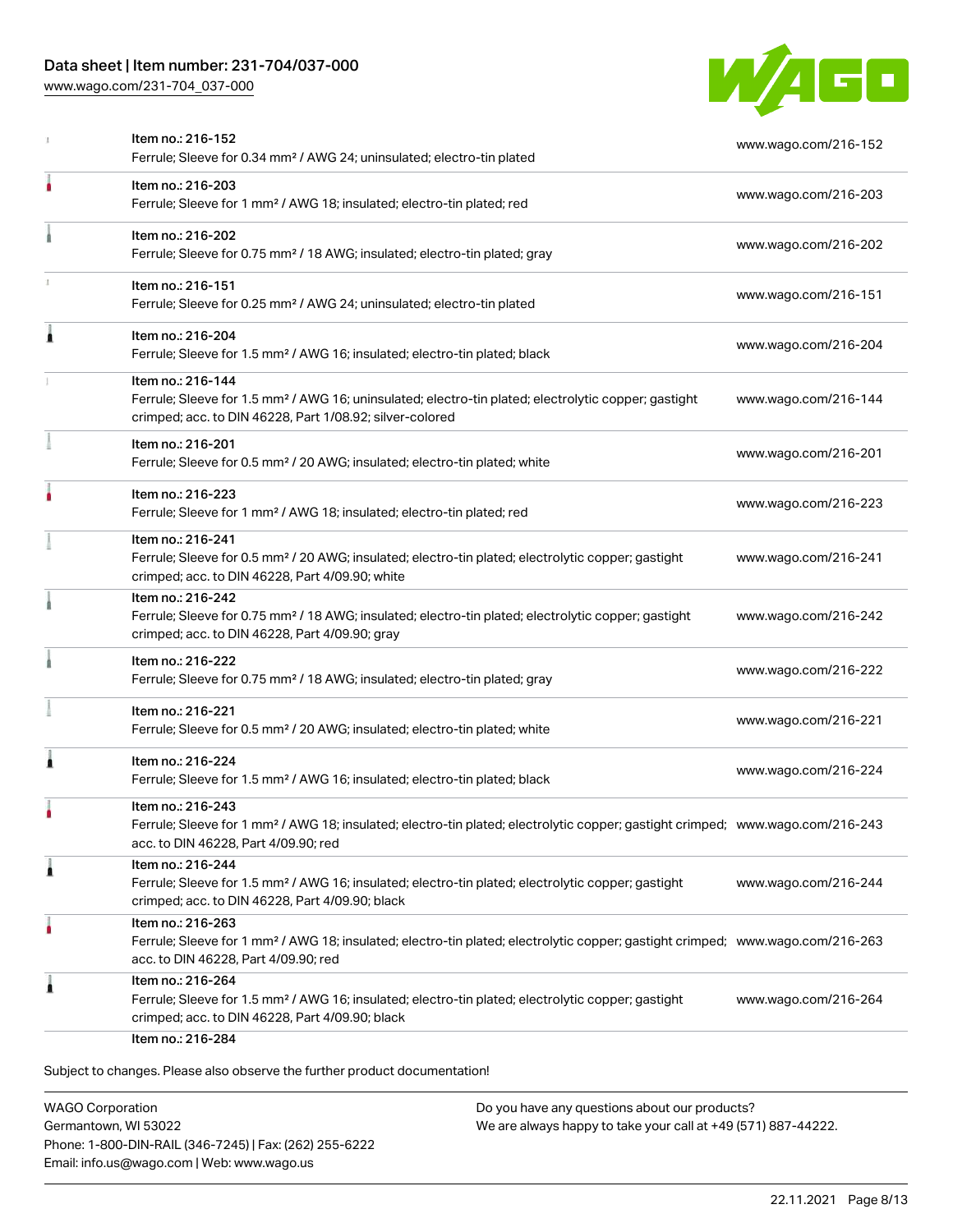| | Item | URL |
|---|---|---|
| | Item no.: 216-152<br>Ferrule; Sleeve for 0.34 mm² / AWG 24; uninsulated; electro-tin plated | www.wago.com/216-152 |
| | Item no.: 216-203<br>Ferrule; Sleeve for 1 mm² / AWG 18; insulated; electro-tin plated; red | www.wago.com/216-203 |
| | Item no.: 216-202<br>Ferrule; Sleeve for 0.75 mm² / 18 AWG; insulated; electro-tin plated; gray | www.wago.com/216-202 |
| | Item no.: 216-151<br>Ferrule; Sleeve for 0.25 mm² / AWG 24; uninsulated; electro-tin plated | www.wago.com/216-151 |
| | Item no.: 216-204<br>Ferrule; Sleeve for 1.5 mm² / AWG 16; insulated; electro-tin plated; black | www.wago.com/216-204 |
| | Item no.: 216-144<br>Ferrule; Sleeve for 1.5 mm² / AWG 16; uninsulated; electro-tin plated; electrolytic copper; gastight crimped; acc. to DIN 46228, Part 1/08.92; silver-colored | www.wago.com/216-144 |
| | Item no.: 216-201<br>Ferrule; Sleeve for 0.5 mm² / 20 AWG; insulated; electro-tin plated; white | www.wago.com/216-201 |
| | Item no.: 216-223<br>Ferrule; Sleeve for 1 mm² / AWG 18; insulated; electro-tin plated; red | www.wago.com/216-223 |
| | Item no.: 216-241<br>Ferrule; Sleeve for 0.5 mm² / 20 AWG; insulated; electro-tin plated; electrolytic copper; gastight crimped; acc. to DIN 46228, Part 4/09.90; white | www.wago.com/216-241 |
| | Item no.: 216-242<br>Ferrule; Sleeve for 0.75 mm² / 18 AWG; insulated; electro-tin plated; electrolytic copper; gastight crimped; acc. to DIN 46228, Part 4/09.90; gray | www.wago.com/216-242 |
| | Item no.: 216-222<br>Ferrule; Sleeve for 0.75 mm² / 18 AWG; insulated; electro-tin plated; gray | www.wago.com/216-222 |
| | Item no.: 216-221<br>Ferrule; Sleeve for 0.5 mm² / 20 AWG; insulated; electro-tin plated; white | www.wago.com/216-221 |
| | Item no.: 216-224<br>Ferrule; Sleeve for 1.5 mm² / AWG 16; insulated; electro-tin plated; black | www.wago.com/216-224 |
| | Item no.: 216-243<br>Ferrule; Sleeve for 1 mm² / AWG 18; insulated; electro-tin plated; electrolytic copper; gastight crimped; acc. to DIN 46228, Part 4/09.90; red | www.wago.com/216-243 |
| | Item no.: 216-244<br>Ferrule; Sleeve for 1.5 mm² / AWG 16; insulated; electro-tin plated; electrolytic copper; gastight crimped; acc. to DIN 46228, Part 4/09.90; black | www.wago.com/216-244 |
| | Item no.: 216-263<br>Ferrule; Sleeve for 1 mm² / AWG 18; insulated; electro-tin plated; electrolytic copper; gastight crimped; acc. to DIN 46228, Part 4/09.90; red | www.wago.com/216-263 |
| | Item no.: 216-264<br>Ferrule; Sleeve for 1.5 mm² / AWG 16; insulated; electro-tin plated; electrolytic copper; gastight crimped; acc. to DIN 46228, Part 4/09.90; black | www.wago.com/216-264 |
| | Item no.: 216-284 | |

Subject to changes. Please also observe the further product documentation!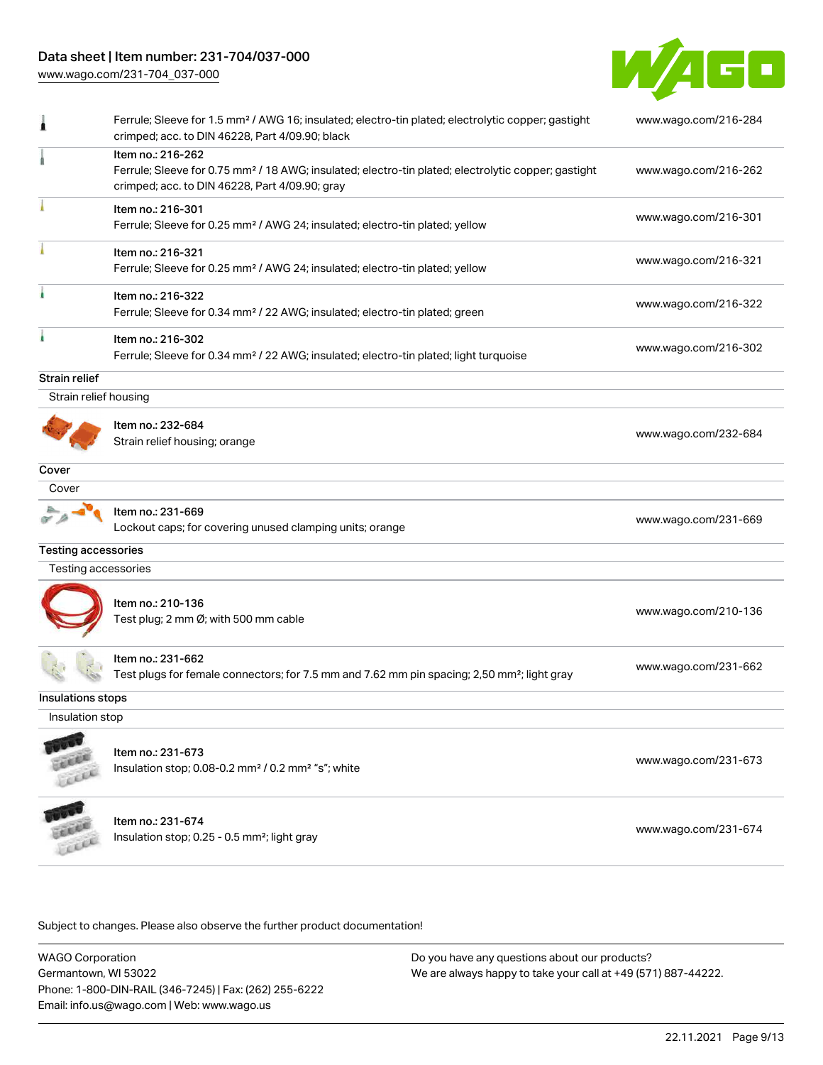| | | |
|---|---|---|
| | Ferrule; Sleeve for 1.5 mm² / AWG 16; insulated; electro-tin plated; electrolytic copper; gastight crimped; acc. to DIN 46228, Part 4/09.90; black | www.wago.com/216-284 |
| | Item no.: 216-262<br>Ferrule; Sleeve for 0.75 mm² / 18 AWG; insulated; electro-tin plated; electrolytic copper; gastight crimped; acc. to DIN 46228, Part 4/09.90; gray | www.wago.com/216-262 |
| | Item no.: 216-301<br>Ferrule; Sleeve for 0.25 mm² / AWG 24; insulated; electro-tin plated; yellow | www.wago.com/216-301 |
| | Item no.: 216-321<br>Ferrule; Sleeve for 0.25 mm² / AWG 24; insulated; electro-tin plated; yellow | www.wago.com/216-321 |
| | Item no.: 216-322<br>Ferrule; Sleeve for 0.34 mm² / 22 AWG; insulated; electro-tin plated; green | www.wago.com/216-322 |
| | Item no.: 216-302<br>Ferrule; Sleeve for 0.34 mm² / 22 AWG; insulated; electro-tin plated; light turquoise | www.wago.com/216-302 |

**Strain relief**

Strain relief housing

| | | |
|---|---|---|
| | Item no.: 232-684<br>Strain relief housing; orange | www.wago.com/232-684 |

**Cover**

Cover

| | | |
|---|---|---|
| | Item no.: 231-669<br>Lockout caps; for covering unused clamping units; orange | www.wago.com/231-669 |

**Testing accessories**

Testing accessories

| | | |
|---|---|---|
| | Item no.: 210-136<br>Test plug; 2 mm Ø; with 500 mm cable | www.wago.com/210-136 |
| | Item no.: 231-662<br>Test plugs for female connectors; for 7.5 mm and 7.62 mm pin spacing; 2,50 mm²; light gray | www.wago.com/231-662 |

**Insulations stops**

Insulation stop

| | | |
|---|---|---|
| | Item no.: 231-673<br>Insulation stop; 0.08-0.2 mm² / 0.2 mm² "s"; white | www.wago.com/231-673 |
| | Item no.: 231-674<br>Insulation stop; 0.25 - 0.5 mm²; light gray | www.wago.com/231-674 |

Subject to changes. Please also observe the further product documentation!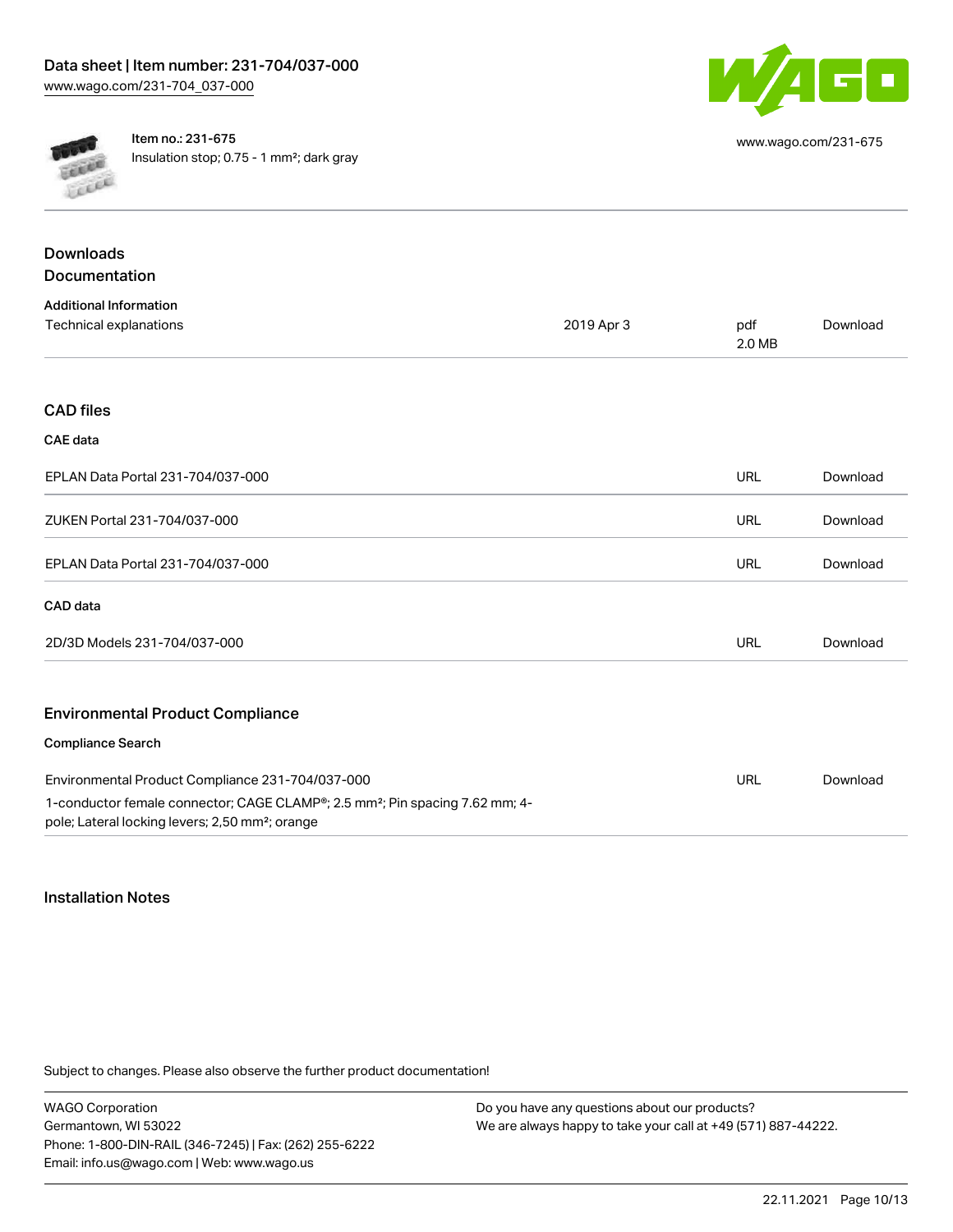Item no.: 231-675

Insulation stop; 0.75 - 1 mm²; dark gray

www.wago.com/231-675

## Downloads

### Documentation

**Additional Information**

| Technical explanations | 2019 Apr 3 | pdf 2.0 MB | Download |
| --- | --- | --- | --- |

### CAD files

**CAE data**

| | | |
| --- | --- | --- |
| EPLAN Data Portal 231-704/037-000 | URL | Download |
| ZUKEN Portal 231-704/037-000 | URL | Download |
| EPLAN Data Portal 231-704/037-000 | URL | Download |

**CAD data**

| | | |
| --- | --- | --- |
| 2D/3D Models 231-704/037-000 | URL | Download |

### Environmental Product Compliance

**Compliance Search**

| | | |
| --- | --- | --- |
| Environmental Product Compliance 231-704/037-000<br>1-conductor female connector; CAGE CLAMP®; 2.5 mm²; Pin spacing 7.62 mm; 4-pole; Lateral locking levers; 2,50 mm²; orange | URL | Download |

## Installation Notes

Subject to changes. Please also observe the further product documentation!

WAGO Corporation
Germantown, WI 53022
Phone: 1-800-DIN-RAIL (346-7245) | Fax: (262) 255-6222
Email: info.us@wago.com | Web: www.wago.us

Do you have any questions about our products?
We are always happy to take your call at +49 (571) 887-44222.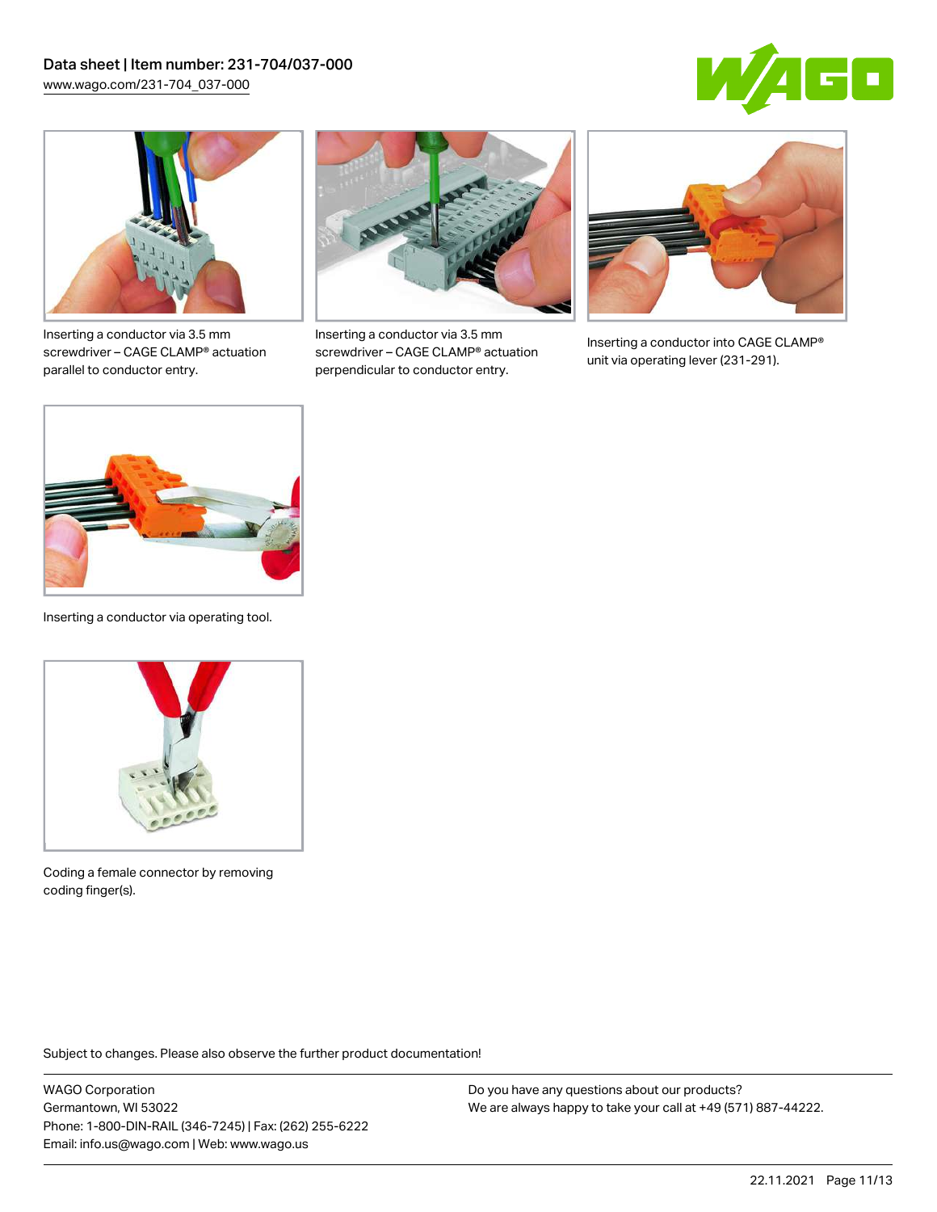Inserting a conductor via 3.5 mm screwdriver – CAGE CLAMP® actuation parallel to conductor entry.

Inserting a conductor via 3.5 mm screwdriver – CAGE CLAMP® actuation perpendicular to conductor entry.

Inserting a conductor into CAGE CLAMP® unit via operating lever (231-291).

Inserting a conductor via operating tool.

Coding a female connector by removing coding finger(s).

Subject to changes. Please also observe the further product documentation!

WAGO Corporation
Germantown, WI 53022
Phone: 1-800-DIN-RAIL (346-7245) | Fax: (262) 255-6222
Email: info.us@wago.com | Web: www.wago.us

Do you have any questions about our products?
We are always happy to take your call at +49 (571) 887-44222.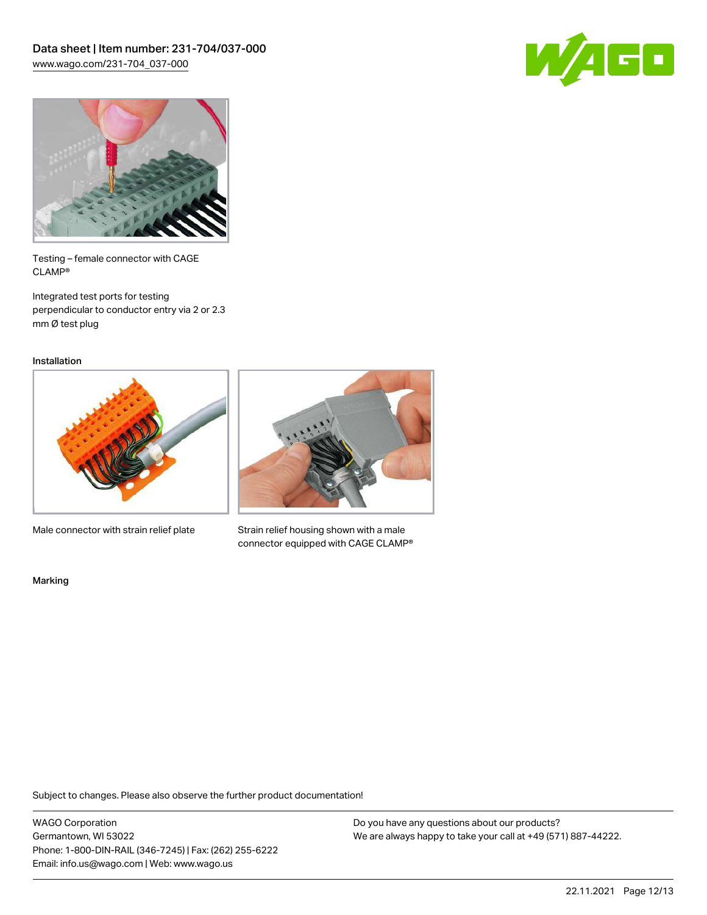Testing – female connector with CAGE CLAMP®

Integrated test ports for testing perpendicular to conductor entry via 2 or 2.3 mm Ø test plug

Installation

Male connector with strain relief plate

Strain relief housing shown with a male connector equipped with CAGE CLAMP®

Marking

Subject to changes. Please also observe the further product documentation!

WAGO Corporation
Germantown, WI 53022
Phone: 1-800-DIN-RAIL (346-7245) | Fax: (262) 255-6222
Email: info.us@wago.com | Web: www.wago.us

Do you have any questions about our products?
We are always happy to take your call at +49 (571) 887-44222.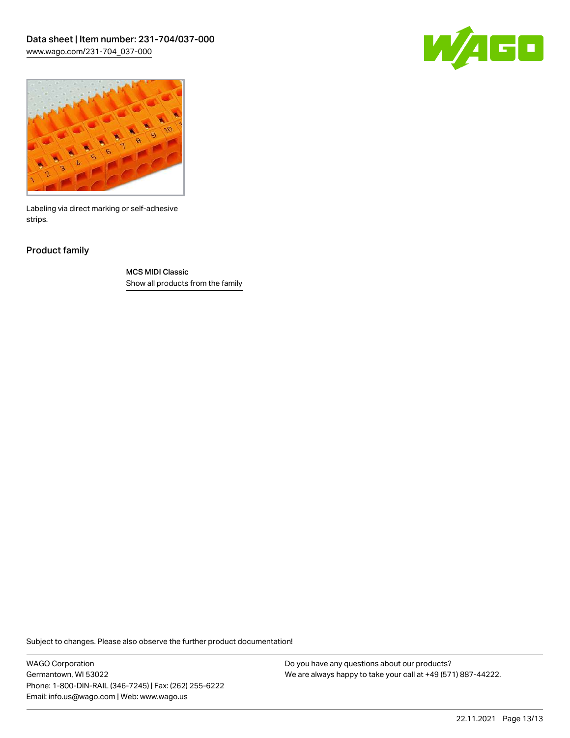Labeling via direct marking or self-adhesive strips.

## Product family

**MCS MIDI Classic**
Show all products from the family

Subject to changes. Please also observe the further product documentation!

WAGO Corporation
Germantown, WI 53022
Phone: 1-800-DIN-RAIL (346-7245) | Fax: (262) 255-6222
Email: info.us@wago.com | Web: www.wago.us

Do you have any questions about our products?
We are always happy to take your call at +49 (571) 887-44222.